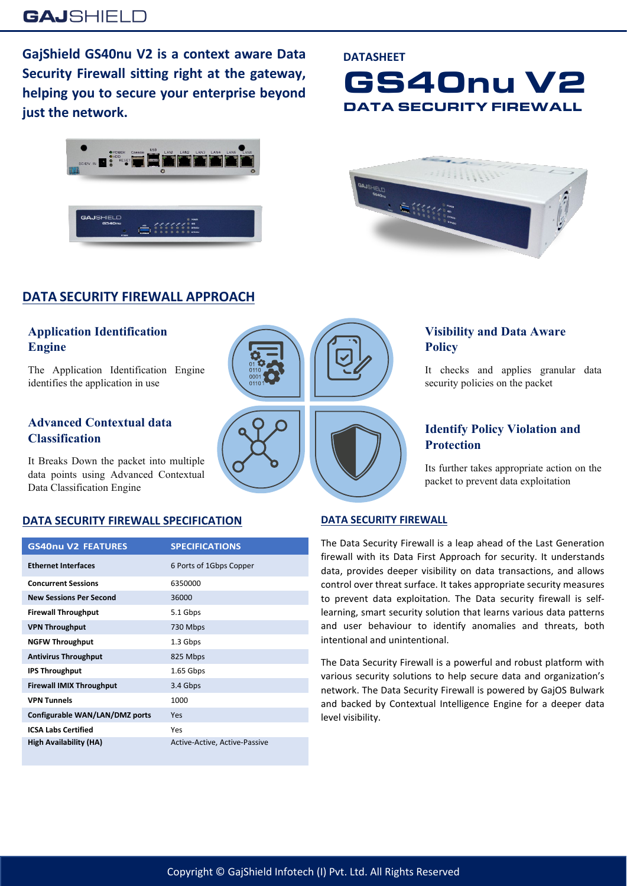GajShield GS40nu V2 is a context aware Data Security Firewall sitting right at the gateway, helping you to secure your enterprise beyond just the network.

DATASHEET

# GS40nu V2

## DATA SECURITY FIREWALL

## DATA SECURITY FIREWALL APPROACH

### Application Identification Engine

The Application Identification Engine identifies the application in use

### Advanced Contextual data Classification

It Breaks Down the packet into multiple data points using Advanced Contextual Data Classification Engine

### Visibility and Data Aware Policy

It checks and applies granular data security policies on the packet

### Identify Policy Violation and Protection

Its further takes appropriate action on the packet to prevent data exploitation

## DATA SECURITY FIREWALL SPECIFICATION

| GS40nu V2 FEATURES | SPECIFICATIONS |
| --- | --- |
| **Ethernet Interfaces** | 6 Ports of 1Gbps Copper |
| **Concurrent Sessions** | 6350000 |
| **New Sessions Per Second** | 36000 |
| **Firewall Throughput** | 5.1 Gbps |
| **VPN Throughput** | 730 Mbps |
| **NGFW Throughput** | 1.3 Gbps |
| **Antivirus Throughput** | 825 Mbps |
| **IPS Throughput** | 1.65 Gbps |
| **Firewall IMIX Throughput** | 3.4 Gbps |
| **VPN Tunnels** | 1000 |
| **Configurable WAN/LAN/DMZ ports** | Yes |
| **ICSA Labs Certified** | Yes |
| **High Availability (HA)** | Active-Active, Active-Passive |

## DATA SECURITY FIREWALL

The Data Security Firewall is a leap ahead of the Last Generation firewall with its Data First Approach for security. It understands data, provides deeper visibility on data transactions, and allows control over threat surface. It takes appropriate security measures to prevent data exploitation. The Data security firewall is self-learning, smart security solution that learns various data patterns and user behaviour to identify anomalies and threats, both intentional and unintentional.

The Data Security Firewall is a powerful and robust platform with various security solutions to help secure data and organization's network. The Data Security Firewall is powered by GajOS Bulwark and backed by Contextual Intelligence Engine for a deeper data level visibility.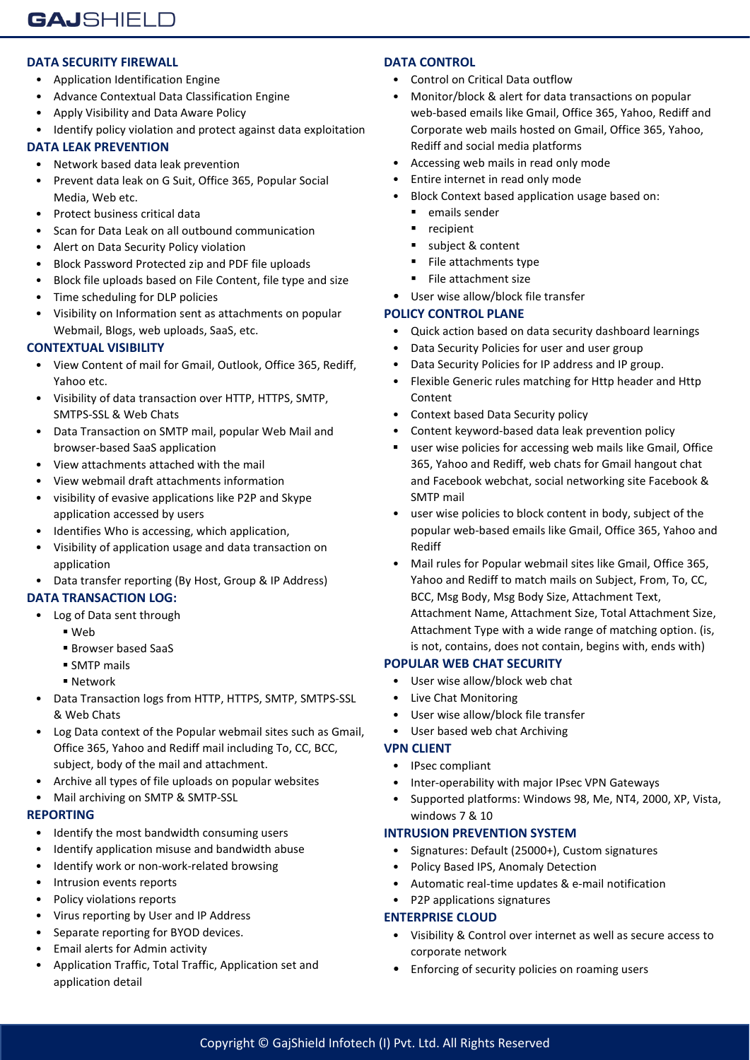## DATA SECURITY FIREWALL

- Application Identification Engine
- Advance Contextual Data Classification Engine
- Apply Visibility and Data Aware Policy
- Identify policy violation and protect against data exploitation

## DATA LEAK PREVENTION

- Network based data leak prevention
- Prevent data leak on G Suit, Office 365, Popular Social Media, Web etc.
- Protect business critical data
- Scan for Data Leak on all outbound communication
- Alert on Data Security Policy violation
- Block Password Protected zip and PDF file uploads
- Block file uploads based on File Content, file type and size
- Time scheduling for DLP policies
- Visibility on Information sent as attachments on popular Webmail, Blogs, web uploads, SaaS, etc.

## CONTEXTUAL VISIBILITY

- View Content of mail for Gmail, Outlook, Office 365, Rediff, Yahoo etc.
- Visibility of data transaction over HTTP, HTTPS, SMTP, SMTPS-SSL & Web Chats
- Data Transaction on SMTP mail, popular Web Mail and browser-based SaaS application
- View attachments attached with the mail
- View webmail draft attachments information
- visibility of evasive applications like P2P and Skype application accessed by users
- Identifies Who is accessing, which application,
- Visibility of application usage and data transaction on application
- Data transfer reporting (By Host, Group & IP Address)

## DATA TRANSACTION LOG:

- Log of Data sent through
  - Web
  - Browser based SaaS
  - SMTP mails
  - Network
- Data Transaction logs from HTTP, HTTPS, SMTP, SMTPS-SSL & Web Chats
- Log Data context of the Popular webmail sites such as Gmail, Office 365, Yahoo and Rediff mail including To, CC, BCC, subject, body of the mail and attachment.
- Archive all types of file uploads on popular websites
- Mail archiving on SMTP & SMTP-SSL

## REPORTING

- Identify the most bandwidth consuming users
- Identify application misuse and bandwidth abuse
- Identify work or non-work-related browsing
- Intrusion events reports
- Policy violations reports
- Virus reporting by User and IP Address
- Separate reporting for BYOD devices.
- Email alerts for Admin activity
- Application Traffic, Total Traffic, Application set and application detail

## DATA CONTROL

- Control on Critical Data outflow
- Monitor/block & alert for data transactions on popular web-based emails like Gmail, Office 365, Yahoo, Rediff and Corporate web mails hosted on Gmail, Office 365, Yahoo, Rediff and social media platforms
- Accessing web mails in read only mode
- Entire internet in read only mode
- Block Context based application usage based on:
  - emails sender
  - recipient
  - subject & content
  - File attachments type
  - File attachment size
- User wise allow/block file transfer

## POLICY CONTROL PLANE

- Quick action based on data security dashboard learnings
- Data Security Policies for user and user group
- Data Security Policies for IP address and IP group.
- Flexible Generic rules matching for Http header and Http Content
- Context based Data Security policy
- Content keyword-based data leak prevention policy
- user wise policies for accessing web mails like Gmail, Office 365, Yahoo and Rediff, web chats for Gmail hangout chat and Facebook webchat, social networking site Facebook & SMTP mail
- user wise policies to block content in body, subject of the popular web-based emails like Gmail, Office 365, Yahoo and Rediff
- Mail rules for Popular webmail sites like Gmail, Office 365, Yahoo and Rediff to match mails on Subject, From, To, CC, BCC, Msg Body, Msg Body Size, Attachment Text, Attachment Name, Attachment Size, Total Attachment Size, Attachment Type with a wide range of matching option. (is, is not, contains, does not contain, begins with, ends with)

## POPULAR WEB CHAT SECURITY

- User wise allow/block web chat
- Live Chat Monitoring
- User wise allow/block file transfer
- User based web chat Archiving

## VPN CLIENT

- IPsec compliant
- Inter-operability with major IPsec VPN Gateways
- Supported platforms: Windows 98, Me, NT4, 2000, XP, Vista, windows 7 & 10

## INTRUSION PREVENTION SYSTEM

- Signatures: Default (25000+), Custom signatures
- Policy Based IPS, Anomaly Detection
- Automatic real-time updates & e-mail notification
- P2P applications signatures

## ENTERPRISE CLOUD

- Visibility & Control over internet as well as secure access to corporate network
- Enforcing of security policies on roaming users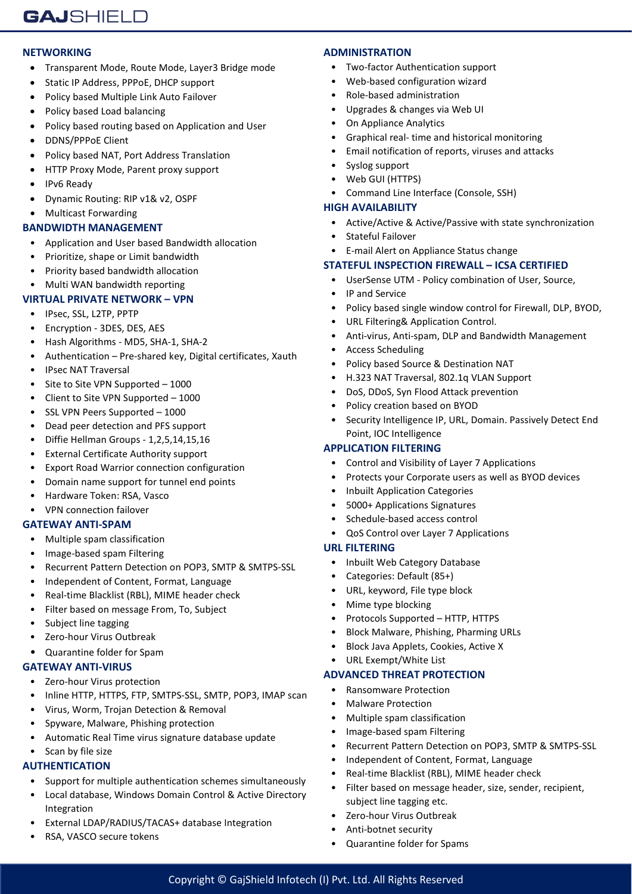## NETWORKING

- Transparent Mode, Route Mode, Layer3 Bridge mode
- Static IP Address, PPPoE, DHCP support
- Policy based Multiple Link Auto Failover
- Policy based Load balancing
- Policy based routing based on Application and User
- DDNS/PPPoE Client
- Policy based NAT, Port Address Translation
- HTTP Proxy Mode, Parent proxy support
- IPv6 Ready
- Dynamic Routing: RIP v1& v2, OSPF
- Multicast Forwarding

## BANDWIDTH MANAGEMENT

- Application and User based Bandwidth allocation
- Prioritize, shape or Limit bandwidth
- Priority based bandwidth allocation
- Multi WAN bandwidth reporting

## VIRTUAL PRIVATE NETWORK – VPN

- IPsec, SSL, L2TP, PPTP
- Encryption - 3DES, DES, AES
- Hash Algorithms - MD5, SHA-1, SHA-2
- Authentication – Pre-shared key, Digital certificates, Xauth
- IPsec NAT Traversal
- Site to Site VPN Supported – 1000
- Client to Site VPN Supported – 1000
- SSL VPN Peers Supported – 1000
- Dead peer detection and PFS support
- Diffie Hellman Groups - 1,2,5,14,15,16
- External Certificate Authority support
- Export Road Warrior connection configuration
- Domain name support for tunnel end points
- Hardware Token: RSA, Vasco
- VPN connection failover

## GATEWAY ANTI-SPAM

- Multiple spam classification
- Image-based spam Filtering
- Recurrent Pattern Detection on POP3, SMTP & SMTPS-SSL
- Independent of Content, Format, Language
- Real-time Blacklist (RBL), MIME header check
- Filter based on message From, To, Subject
- Subject line tagging
- Zero-hour Virus Outbreak
- Quarantine folder for Spam

## GATEWAY ANTI-VIRUS

- Zero-hour Virus protection
- Inline HTTP, HTTPS, FTP, SMTPS-SSL, SMTP, POP3, IMAP scan
- Virus, Worm, Trojan Detection & Removal
- Spyware, Malware, Phishing protection
- Automatic Real Time virus signature database update
- Scan by file size

## AUTHENTICATION

- Support for multiple authentication schemes simultaneously
- Local database, Windows Domain Control & Active Directory Integration
- External LDAP/RADIUS/TACAS+ database Integration
- RSA, VASCO secure tokens

## ADMINISTRATION

- Two-factor Authentication support
- Web-based configuration wizard
- Role-based administration
- Upgrades & changes via Web UI
- On Appliance Analytics
- Graphical real- time and historical monitoring
- Email notification of reports, viruses and attacks
- Syslog support
- Web GUI (HTTPS)
- Command Line Interface (Console, SSH)

## HIGH AVAILABILITY

- Active/Active & Active/Passive with state synchronization
- Stateful Failover
- E-mail Alert on Appliance Status change

## STATEFUL INSPECTION FIREWALL – ICSA CERTIFIED

- UserSense UTM - Policy combination of User, Source,
- IP and Service
- Policy based single window control for Firewall, DLP, BYOD,
- URL Filtering& Application Control.
- Anti-virus, Anti-spam, DLP and Bandwidth Management
- Access Scheduling
- Policy based Source & Destination NAT
- H.323 NAT Traversal, 802.1q VLAN Support
- DoS, DDoS, Syn Flood Attack prevention
- Policy creation based on BYOD
- Security Intelligence IP, URL, Domain. Passively Detect End Point, IOC Intelligence

## APPLICATION FILTERING

- Control and Visibility of Layer 7 Applications
- Protects your Corporate users as well as BYOD devices
- Inbuilt Application Categories
- 5000+ Applications Signatures
- Schedule-based access control
- QoS Control over Layer 7 Applications

## URL FILTERING

- Inbuilt Web Category Database
- Categories: Default (85+)
- URL, keyword, File type block
- Mime type blocking
- Protocols Supported – HTTP, HTTPS
- Block Malware, Phishing, Pharming URLs
- Block Java Applets, Cookies, Active X
- URL Exempt/White List

## ADVANCED THREAT PROTECTION

- Ransomware Protection
- Malware Protection
- Multiple spam classification
- Image-based spam Filtering
- Recurrent Pattern Detection on POP3, SMTP & SMTPS-SSL
- Independent of Content, Format, Language
- Real-time Blacklist (RBL), MIME header check
- Filter based on message header, size, sender, recipient, subject line tagging etc.
- Zero-hour Virus Outbreak
- Anti-botnet security
- Quarantine folder for Spams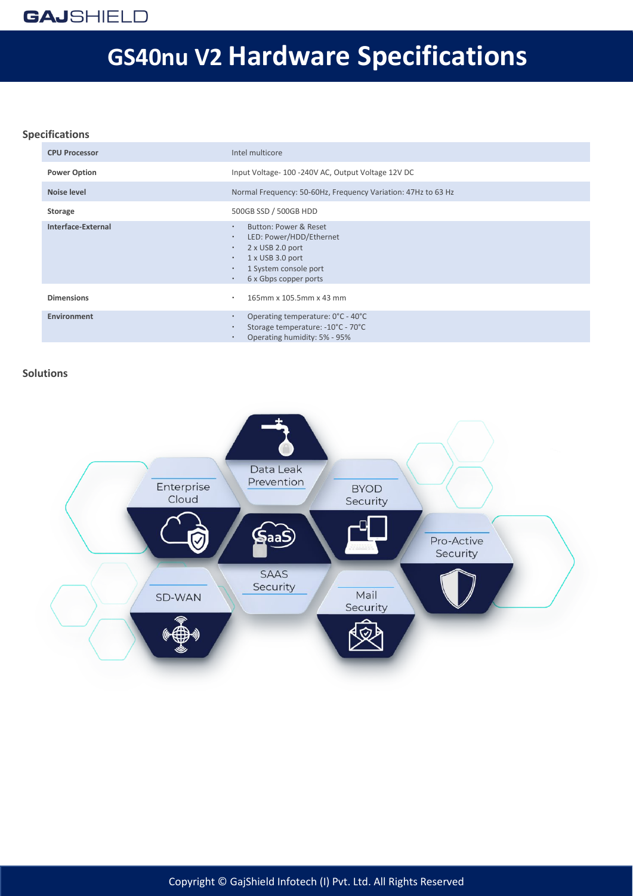# GS40nu V2 Hardware Specifications

## Specifications

| | |
|---|---|
| **CPU Processor** | Intel multicore |
| **Power Option** | Input Voltage- 100 -240V AC, Output Voltage 12V DC |
| **Noise level** | Normal Frequency: 50-60Hz, Frequency Variation: 47Hz to 63 Hz |
| **Storage** | 500GB SSD / 500GB HDD |
| **Interface-External** | • Button: Power & Reset<br>• LED: Power/HDD/Ethernet<br>• 2 x USB 2.0 port<br>• 1 x USB 3.0 port<br>• 1 System console port<br>• 6 x Gbps copper ports |
| **Dimensions** | • 165mm x 105.5mm x 43 mm |
| **Environment** | • Operating temperature: 0°C - 40°C<br>• Storage temperature: -10°C - 70°C<br>• Operating humidity: 5% - 95% |

## Solutions

- Data Leak Prevention
- Enterprise Cloud
- BYOD Security
- SAAS Security
- Pro-Active Security
- SD-WAN
- Mail Security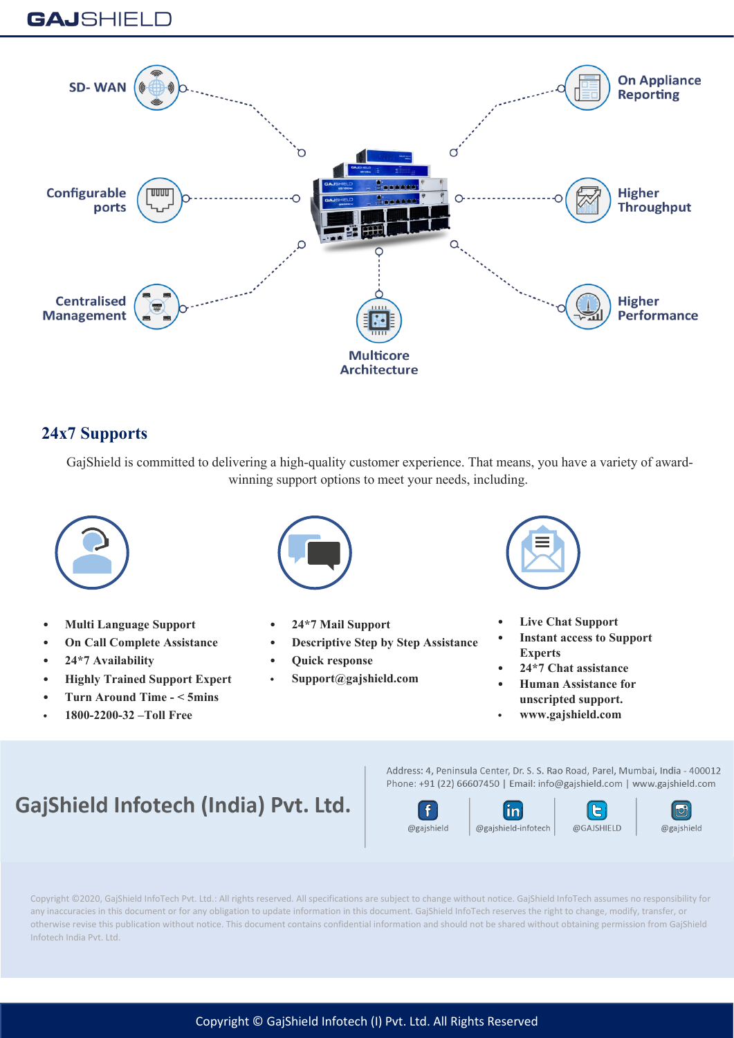SD- WAN

Configurable ports

Centralised Management

Multicore Architecture

On Appliance Reporting

Higher Throughput

Higher Performance

## 24x7 Supports

GajShield is committed to delivering a high-quality customer experience. That means, you have a variety of award-winning support options to meet your needs, including.

- **Multi Language Support**
- **On Call Complete Assistance**
- **24*7 Availability**
- **Highly Trained Support Expert**
- **Turn Around Time - < 5mins**
- **1800-2200-32 –Toll Free**

- **24*7 Mail Support**
- **Descriptive Step by Step Assistance**
- **Quick response**
- **Support@gajshield.com**

- **Live Chat Support**
- **Instant access to Support Experts**
- **24*7 Chat assistance**
- **Human Assistance for unscripted support.**
- **www.gajshield.com**

**GajShield Infotech (India) Pvt. Ltd.**

Address: 4, Peninsula Center, Dr. S. S. Rao Road, Parel, Mumbai, India - 400012
Phone: +91 (22) 66607450 | Email: info@gajshield.com | www.gajshield.com

@gajshield | @gajshield-infotech | @GAJSHIELD | @gajshield

Copyright ©2020, GajShield InfoTech Pvt. Ltd.: All rights reserved. All specifications are subject to change without notice. GajShield InfoTech assumes no responsibility for any inaccuracies in this document or for any obligation to update information in this document. GajShield InfoTech reserves the right to change, modify, transfer, or otherwise revise this publication without notice. This document contains confidential information and should not be shared without obtaining permission from GajShield Infotech India Pvt. Ltd.

Copyright © GajShield Infotech (I) Pvt. Ltd. All Rights Reserved